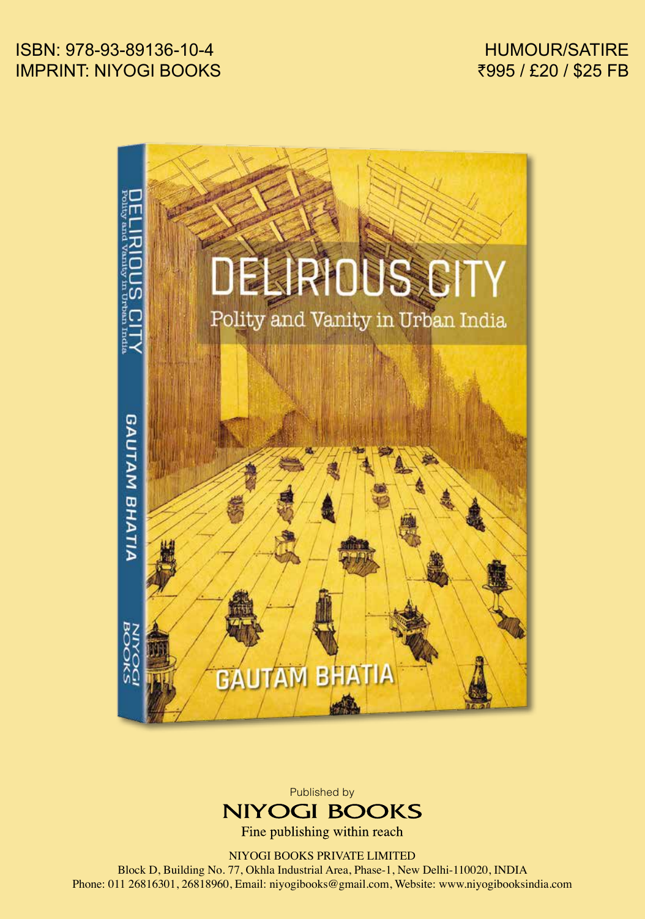ISBN: 978-93-89136-10-4
IMPRINT: NIYOGI BOOKS

HUMOUR/SATIRE
₹995 / £20 / $25 FB

# DELIRIOUS CITY

## Polity and Vanity in Urban India

GAUTAM BHATIA

Published by

**NIYOGI BOOKS**

Fine publishing within reach

NIYOGI BOOKS PRIVATE LIMITED
Block D, Building No. 77, Okhla Industrial Area, Phase-1, New Delhi-110020, INDIA
Phone: 011 26816301, 26818960, Email: niyogibooks@gmail.com, Website: www.niyogibooksindia.com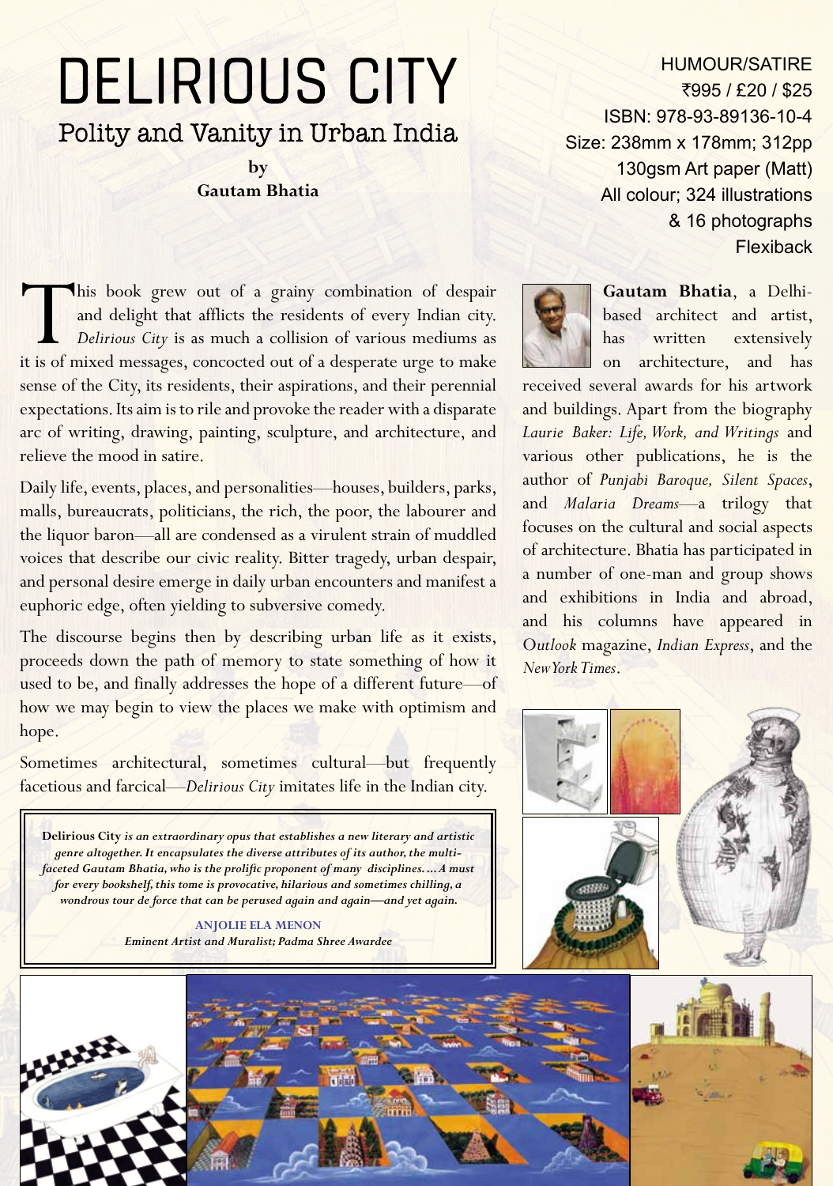# DELIRIOUS CITY

## Polity and Vanity in Urban India

**by**
**Gautam Bhatia**

HUMOUR/SATIRE
₹995 / £20 / $25
ISBN: 978-93-89136-10-4
Size: 238mm x 178mm; 312pp
130gsm Art paper (Matt)
All colour; 324 illustrations & 16 photographs
Flexiback

This book grew out of a grainy combination of despair and delight that afflicts the residents of every Indian city. *Delirious City* is as much a collision of various mediums as it is of mixed messages, concocted out of a desperate urge to make sense of the City, its residents, their aspirations, and their perennial expectations. Its aim is to rile and provoke the reader with a disparate arc of writing, drawing, painting, sculpture, and architecture, and relieve the mood in satire.

Daily life, events, places, and personalities—houses, builders, parks, malls, bureaucrats, politicians, the rich, the poor, the labourer and the liquor baron—all are condensed as a virulent strain of muddled voices that describe our civic reality. Bitter tragedy, urban despair, and personal desire emerge in daily urban encounters and manifest a euphoric edge, often yielding to subversive comedy.

The discourse begins then by describing urban life as it exists, proceeds down the path of memory to state something of how it used to be, and finally addresses the hope of a different future—of how we may begin to view the places we make with optimism and hope.

Sometimes architectural, sometimes cultural—but frequently facetious and farcical—*Delirious City* imitates life in the Indian city.

> **Delirious City** *is an extraordinary opus that establishes a new literary and artistic genre altogether. It encapsulates the diverse attributes of its author, the multi-faceted Gautam Bhatia, who is the prolific proponent of many disciplines. ... A must for every bookshelf, this tome is provocative, hilarious and sometimes chilling, a wondrous tour de force that can be perused again and again—and yet again.*
>
> **ANJOLIE ELA MENON**
> *Eminent Artist and Muralist; Padma Shree Awardee*

**Gautam Bhatia**, a Delhi-based architect and artist, has written extensively on architecture, and has received several awards for his artwork and buildings. Apart from the biography *Laurie Baker: Life, Work, and Writings* and various other publications, he is the author of *Punjabi Baroque, Silent Spaces*, and *Malaria Dreams*—a trilogy that focuses on the cultural and social aspects of architecture. Bhatia has participated in a number of one-man and group shows and exhibitions in India and abroad, and his columns have appeared in *Outlook* magazine, *Indian Express*, and the *New York Times*.